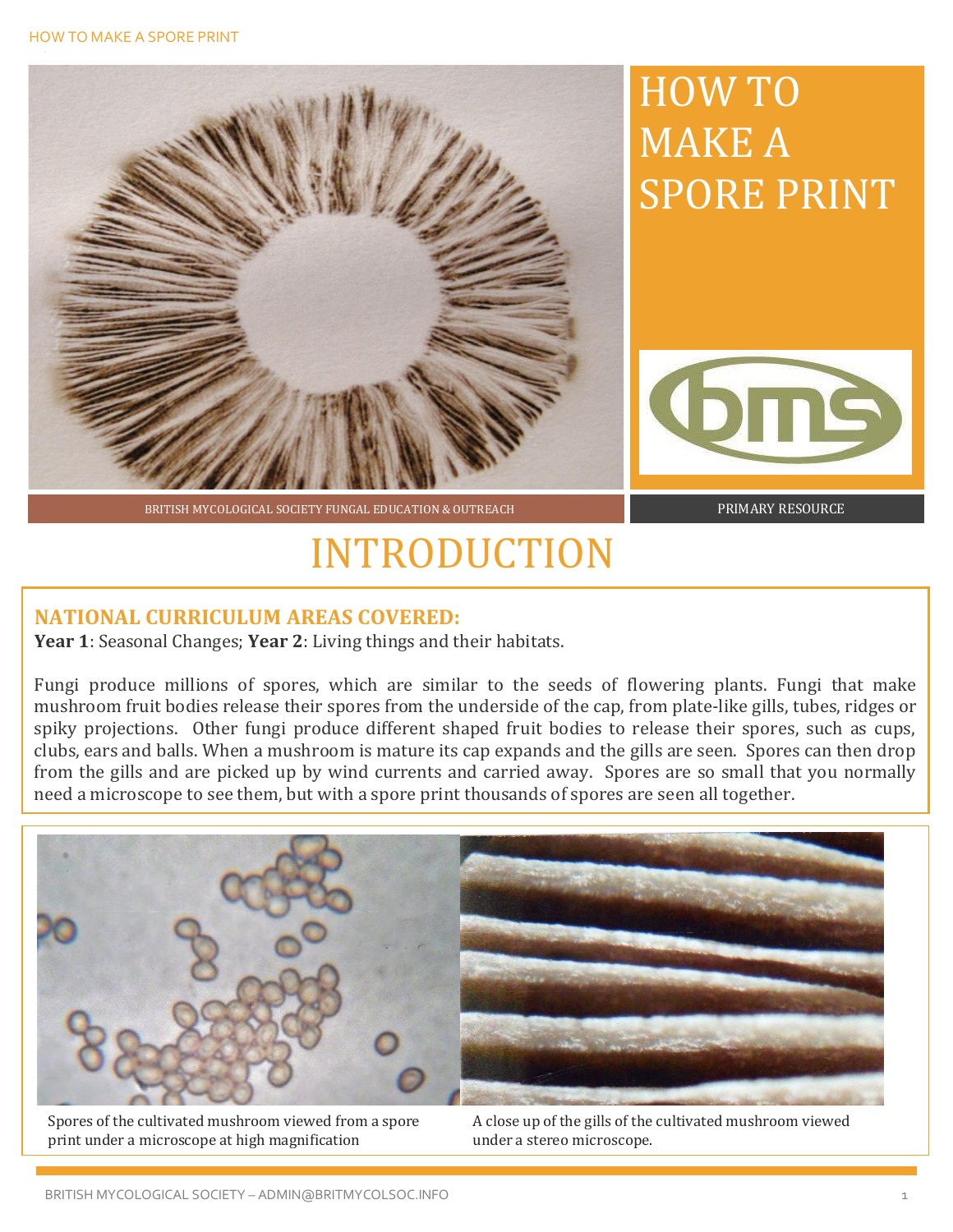# HOW TO MAKE A SPORE PRINT

BRITISH MYCOLOGICAL SOCIETY FUNGAL EDUCATION & OUTREACH

PRIMARY RESOURCE

# INTRODUCTION

## NATIONAL CURRICULUM AREAS COVERED:

**Year 1**: Seasonal Changes; **Year 2**: Living things and their habitats.

Fungi produce millions of spores, which are similar to the seeds of flowering plants. Fungi that make mushroom fruit bodies release their spores from the underside of the cap, from plate-like gills, tubes, ridges or spiky projections. Other fungi produce different shaped fruit bodies to release their spores, such as cups, clubs, ears and balls. When a mushroom is mature its cap expands and the gills are seen. Spores can then drop from the gills and are picked up by wind currents and carried away. Spores are so small that you normally need a microscope to see them, but with a spore print thousands of spores are seen all together.

Spores of the cultivated mushroom viewed from a spore print under a microscope at high magnification

A close up of the gills of the cultivated mushroom viewed under a stereo microscope.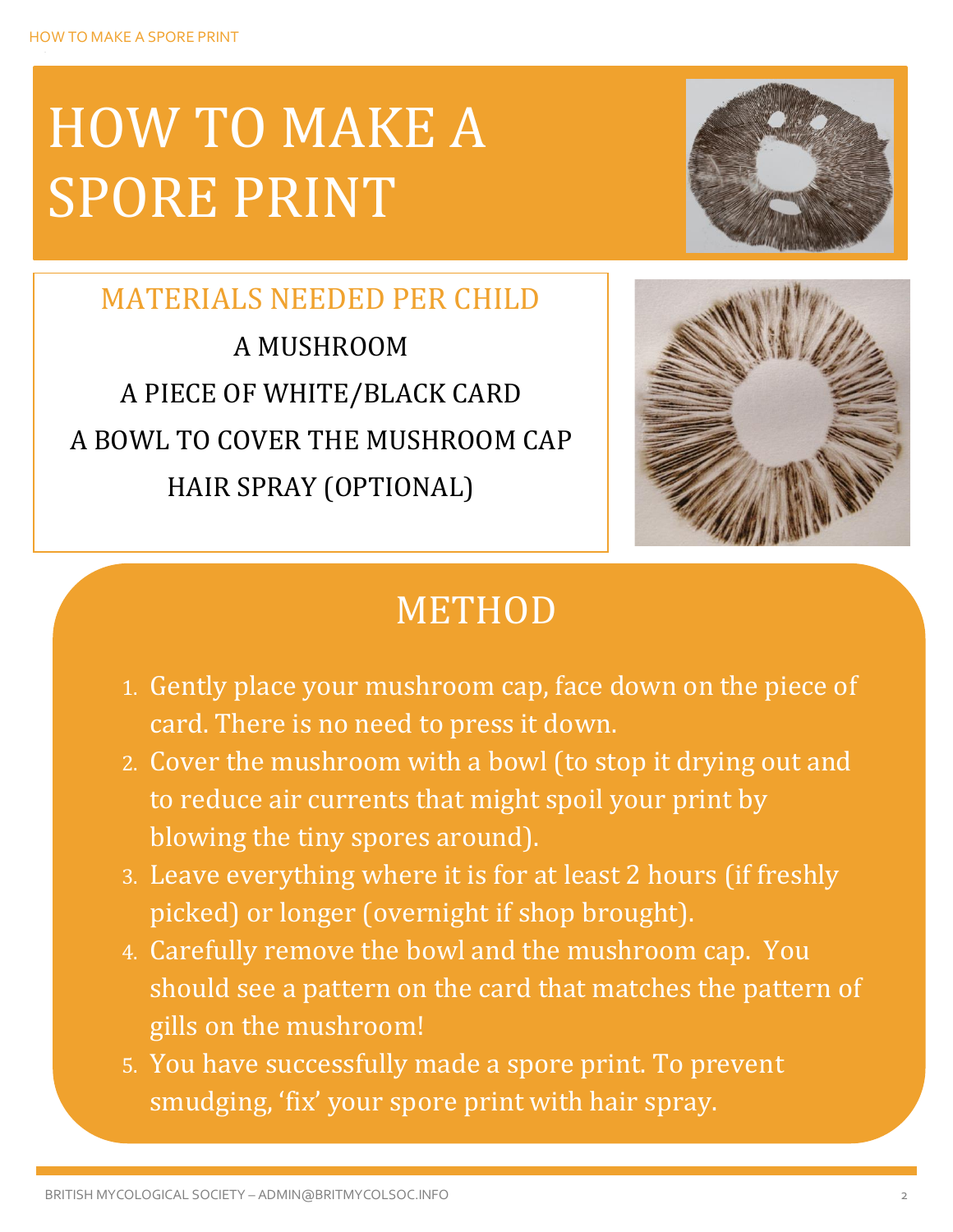# HOW TO MAKE A SPORE PRINT

## MATERIALS NEEDED PER CHILD

A MUSHROOM

A PIECE OF WHITE/BLACK CARD

A BOWL TO COVER THE MUSHROOM CAP

HAIR SPRAY (OPTIONAL)

## METHOD

1. Gently place your mushroom cap, face down on the piece of card. There is no need to press it down.
2. Cover the mushroom with a bowl (to stop it drying out and to reduce air currents that might spoil your print by blowing the tiny spores around).
3. Leave everything where it is for at least 2 hours (if freshly picked) or longer (overnight if shop brought).
4. Carefully remove the bowl and the mushroom cap. You should see a pattern on the card that matches the pattern of gills on the mushroom!
5. You have successfully made a spore print. To prevent smudging, 'fix' your spore print with hair spray.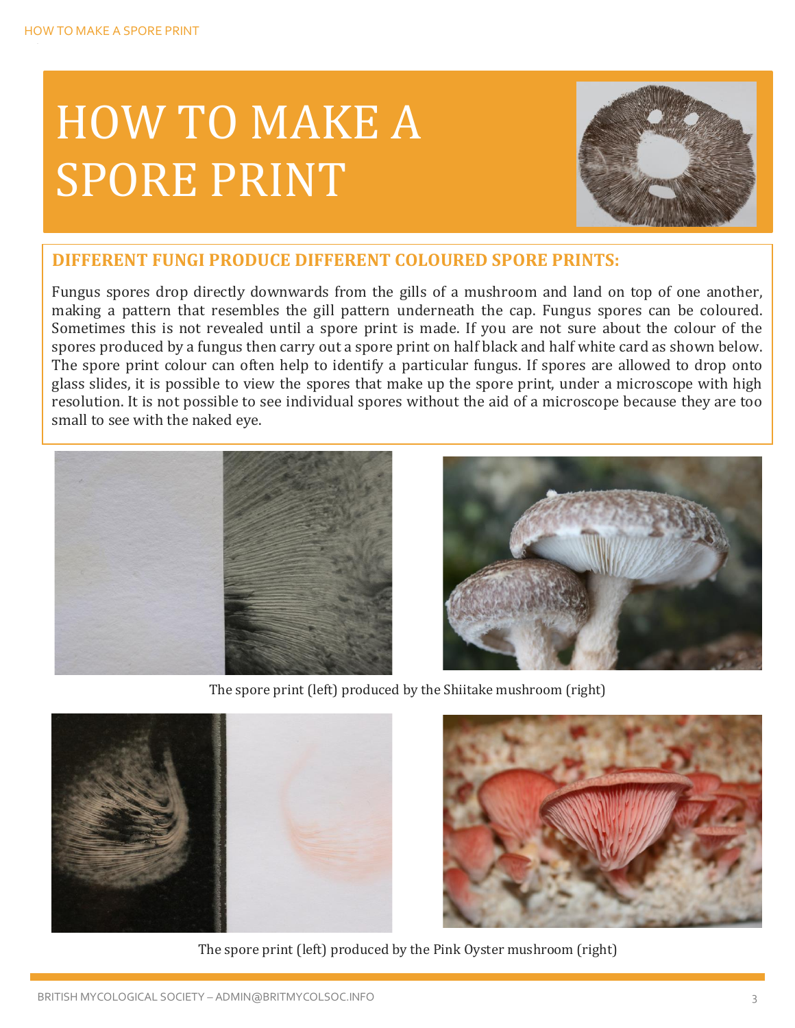# HOW TO MAKE A SPORE PRINT

## DIFFERENT FUNGI PRODUCE DIFFERENT COLOURED SPORE PRINTS:

Fungus spores drop directly downwards from the gills of a mushroom and land on top of one another, making a pattern that resembles the gill pattern underneath the cap. Fungus spores can be coloured. Sometimes this is not revealed until a spore print is made. If you are not sure about the colour of the spores produced by a fungus then carry out a spore print on half black and half white card as shown below. The spore print colour can often help to identify a particular fungus. If spores are allowed to drop onto glass slides, it is possible to view the spores that make up the spore print, under a microscope with high resolution. It is not possible to see individual spores without the aid of a microscope because they are too small to see with the naked eye.

The spore print (left) produced by the Shiitake mushroom (right)

The spore print (left) produced by the Pink Oyster mushroom (right)